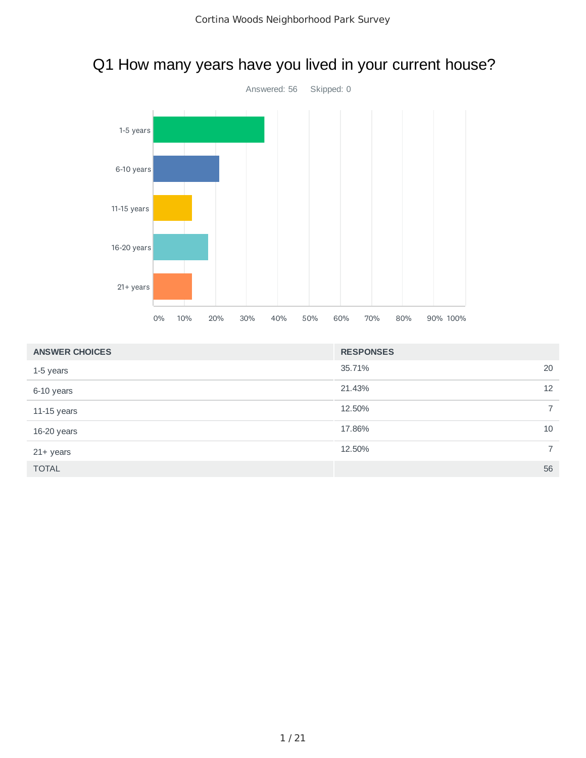# Q1 How many years have you lived in your current house?

Answered: 56 Skipped: 0

| ANSWER CHOICES | RESPONSES | |
|---|---|---|
| 1-5 years | 35.71% | 20 |
| 6-10 years | 21.43% | 12 |
| 11-15 years | 12.50% | 7 |
| 16-20 years | 17.86% | 10 |
| 21+ years | 12.50% | 7 |
| TOTAL | | 56 |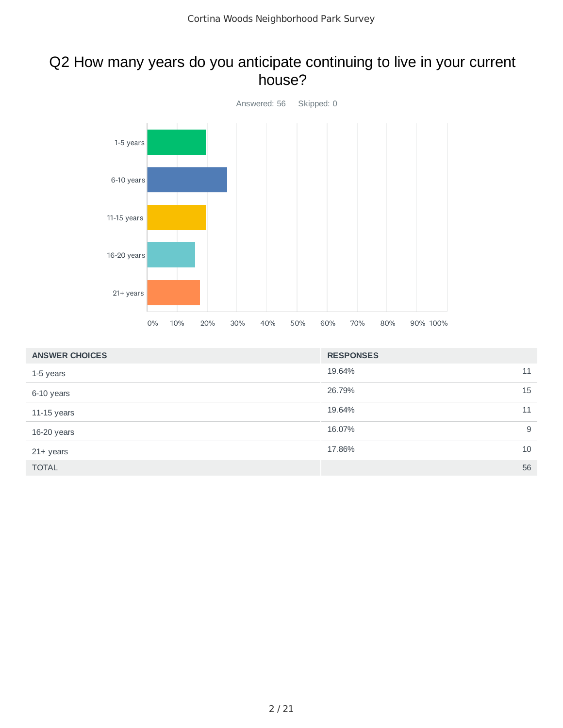# Q2 How many years do you anticipate continuing to live in your current house?

Answered: 56 Skipped: 0

| ANSWER CHOICES | RESPONSES | |
|---|---|---|
| 1-5 years | 19.64% | 11 |
| 6-10 years | 26.79% | 15 |
| 11-15 years | 19.64% | 11 |
| 16-20 years | 16.07% | 9 |
| 21+ years | 17.86% | 10 |
| TOTAL | | 56 |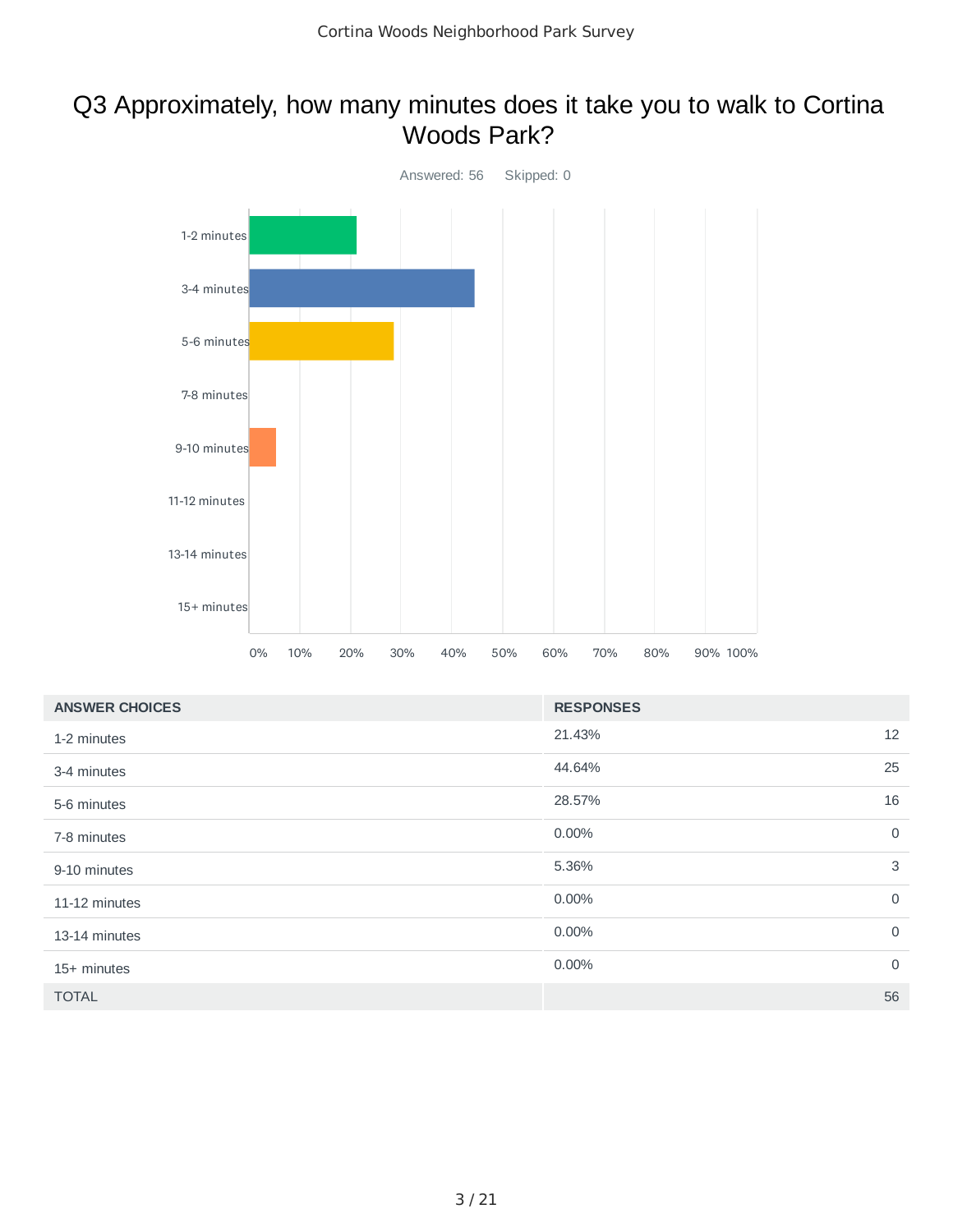# Q3 Approximately, how many minutes does it take you to walk to Cortina Woods Park?

Answered: 56    Skipped: 0

| ANSWER CHOICES | RESPONSES | |
|---|---|---|
| 1-2 minutes | 21.43% | 12 |
| 3-4 minutes | 44.64% | 25 |
| 5-6 minutes | 28.57% | 16 |
| 7-8 minutes | 0.00% | 0 |
| 9-10 minutes | 5.36% | 3 |
| 11-12 minutes | 0.00% | 0 |
| 13-14 minutes | 0.00% | 0 |
| 15+ minutes | 0.00% | 0 |
| TOTAL | | 56 |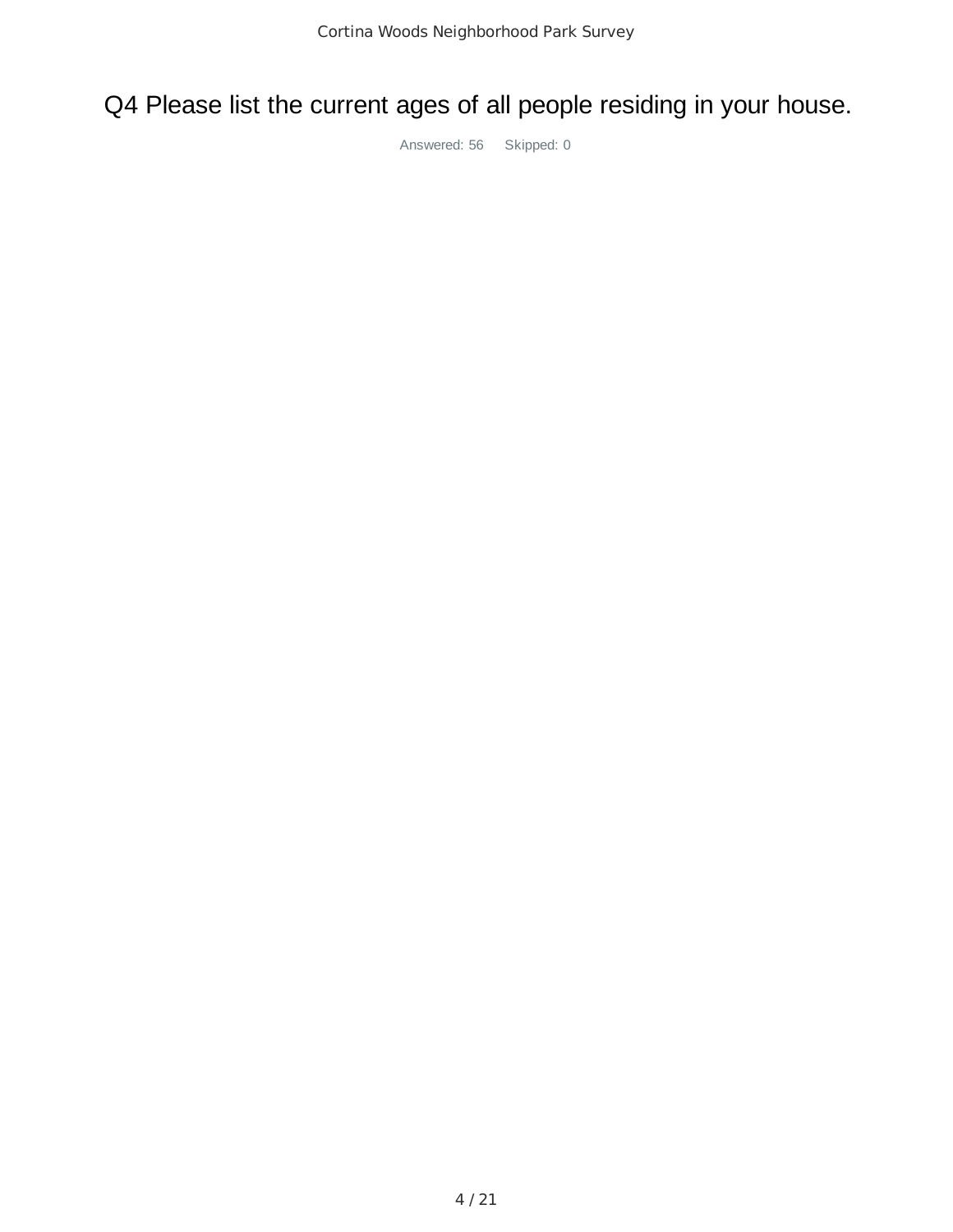# Q4 Please list the current ages of all people residing in your house.

Answered: 56 Skipped: 0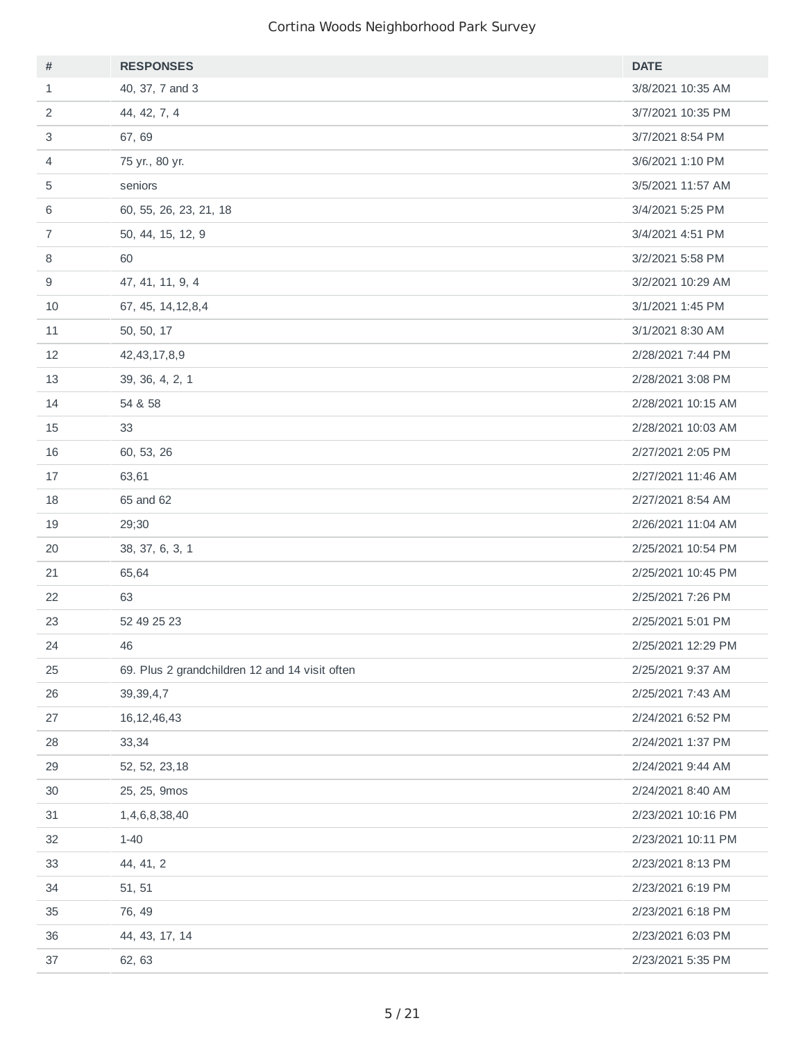Cortina Woods Neighborhood Park Survey

| # | RESPONSES | DATE |
|---|---|---|
| 1 | 40, 37, 7 and 3 | 3/8/2021 10:35 AM |
| 2 | 44, 42, 7, 4 | 3/7/2021 10:35 PM |
| 3 | 67, 69 | 3/7/2021 8:54 PM |
| 4 | 75 yr., 80 yr. | 3/6/2021 1:10 PM |
| 5 | seniors | 3/5/2021 11:57 AM |
| 6 | 60, 55, 26, 23, 21, 18 | 3/4/2021 5:25 PM |
| 7 | 50, 44, 15, 12, 9 | 3/4/2021 4:51 PM |
| 8 | 60 | 3/2/2021 5:58 PM |
| 9 | 47, 41, 11, 9, 4 | 3/2/2021 10:29 AM |
| 10 | 67, 45, 14,12,8,4 | 3/1/2021 1:45 PM |
| 11 | 50, 50, 17 | 3/1/2021 8:30 AM |
| 12 | 42,43,17,8,9 | 2/28/2021 7:44 PM |
| 13 | 39, 36, 4, 2, 1 | 2/28/2021 3:08 PM |
| 14 | 54 & 58 | 2/28/2021 10:15 AM |
| 15 | 33 | 2/28/2021 10:03 AM |
| 16 | 60, 53, 26 | 2/27/2021 2:05 PM |
| 17 | 63,61 | 2/27/2021 11:46 AM |
| 18 | 65 and 62 | 2/27/2021 8:54 AM |
| 19 | 29;30 | 2/26/2021 11:04 AM |
| 20 | 38, 37, 6, 3, 1 | 2/25/2021 10:54 PM |
| 21 | 65,64 | 2/25/2021 10:45 PM |
| 22 | 63 | 2/25/2021 7:26 PM |
| 23 | 52 49 25 23 | 2/25/2021 5:01 PM |
| 24 | 46 | 2/25/2021 12:29 PM |
| 25 | 69. Plus 2 grandchildren 12 and 14 visit often | 2/25/2021 9:37 AM |
| 26 | 39,39,4,7 | 2/25/2021 7:43 AM |
| 27 | 16,12,46,43 | 2/24/2021 6:52 PM |
| 28 | 33,34 | 2/24/2021 1:37 PM |
| 29 | 52, 52, 23,18 | 2/24/2021 9:44 AM |
| 30 | 25, 25, 9mos | 2/24/2021 8:40 AM |
| 31 | 1,4,6,8,38,40 | 2/23/2021 10:16 PM |
| 32 | 1-40 | 2/23/2021 10:11 PM |
| 33 | 44, 41, 2 | 2/23/2021 8:13 PM |
| 34 | 51, 51 | 2/23/2021 6:19 PM |
| 35 | 76, 49 | 2/23/2021 6:18 PM |
| 36 | 44, 43, 17, 14 | 2/23/2021 6:03 PM |
| 37 | 62, 63 | 2/23/2021 5:35 PM |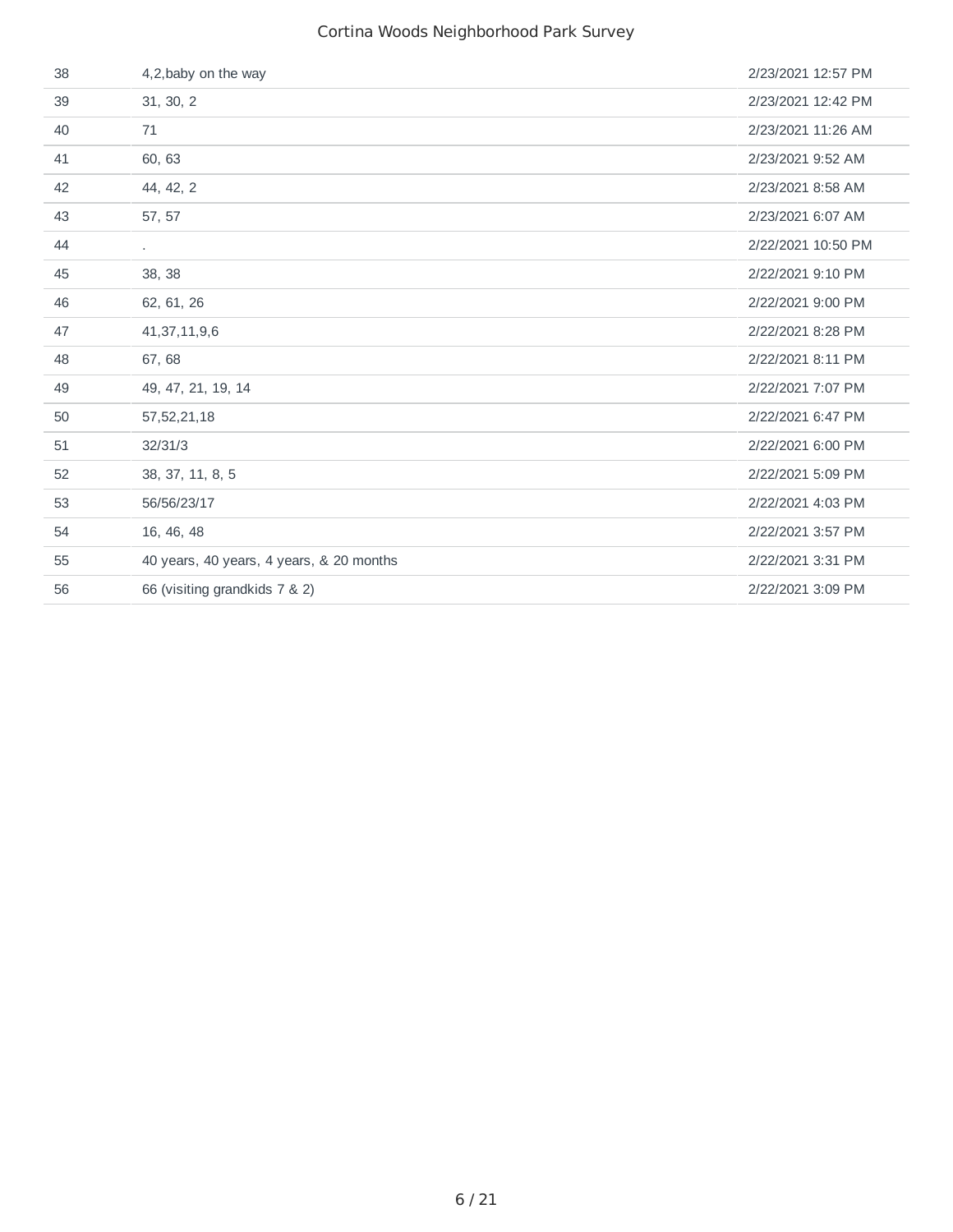| | | |
|---|---|---|
| 38 | 4,2,baby on the way | 2/23/2021 12:57 PM |
| 39 | 31, 30, 2 | 2/23/2021 12:42 PM |
| 40 | 71 | 2/23/2021 11:26 AM |
| 41 | 60, 63 | 2/23/2021 9:52 AM |
| 42 | 44, 42, 2 | 2/23/2021 8:58 AM |
| 43 | 57, 57 | 2/23/2021 6:07 AM |
| 44 | . | 2/22/2021 10:50 PM |
| 45 | 38, 38 | 2/22/2021 9:10 PM |
| 46 | 62, 61, 26 | 2/22/2021 9:00 PM |
| 47 | 41,37,11,9,6 | 2/22/2021 8:28 PM |
| 48 | 67, 68 | 2/22/2021 8:11 PM |
| 49 | 49, 47, 21, 19, 14 | 2/22/2021 7:07 PM |
| 50 | 57,52,21,18 | 2/22/2021 6:47 PM |
| 51 | 32/31/3 | 2/22/2021 6:00 PM |
| 52 | 38, 37, 11, 8, 5 | 2/22/2021 5:09 PM |
| 53 | 56/56/23/17 | 2/22/2021 4:03 PM |
| 54 | 16, 46, 48 | 2/22/2021 3:57 PM |
| 55 | 40 years, 40 years, 4 years, & 20 months | 2/22/2021 3:31 PM |
| 56 | 66 (visiting grandkids 7 & 2) | 2/22/2021 3:09 PM |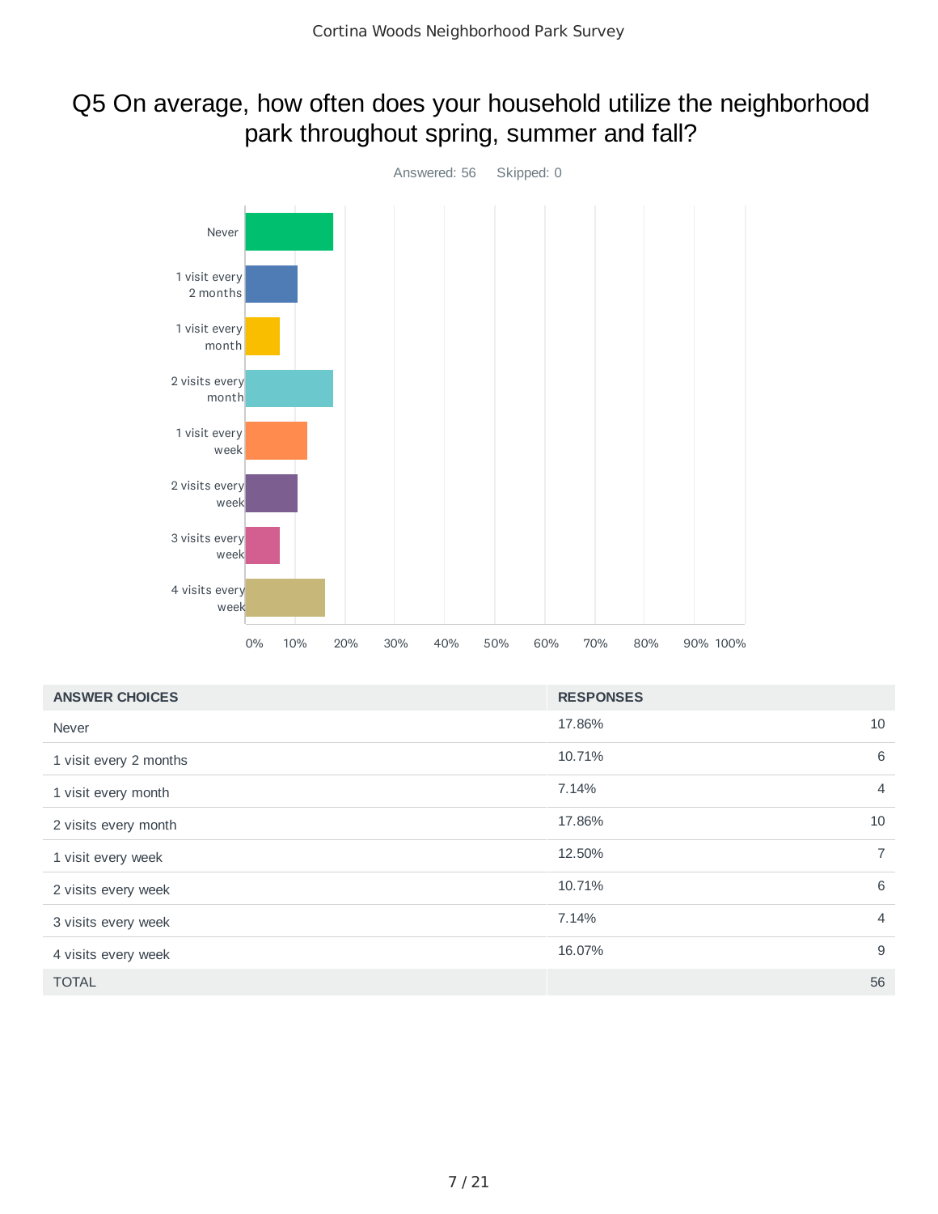## Q5 On average, how often does your household utilize the neighborhood park throughout spring, summer and fall?

Answered: 56 Skipped: 0

| ANSWER CHOICES | RESPONSES | |
|---|---|---|
| Never | 17.86% | 10 |
| 1 visit every 2 months | 10.71% | 6 |
| 1 visit every month | 7.14% | 4 |
| 2 visits every month | 17.86% | 10 |
| 1 visit every week | 12.50% | 7 |
| 2 visits every week | 10.71% | 6 |
| 3 visits every week | 7.14% | 4 |
| 4 visits every week | 16.07% | 9 |
| TOTAL | | 56 |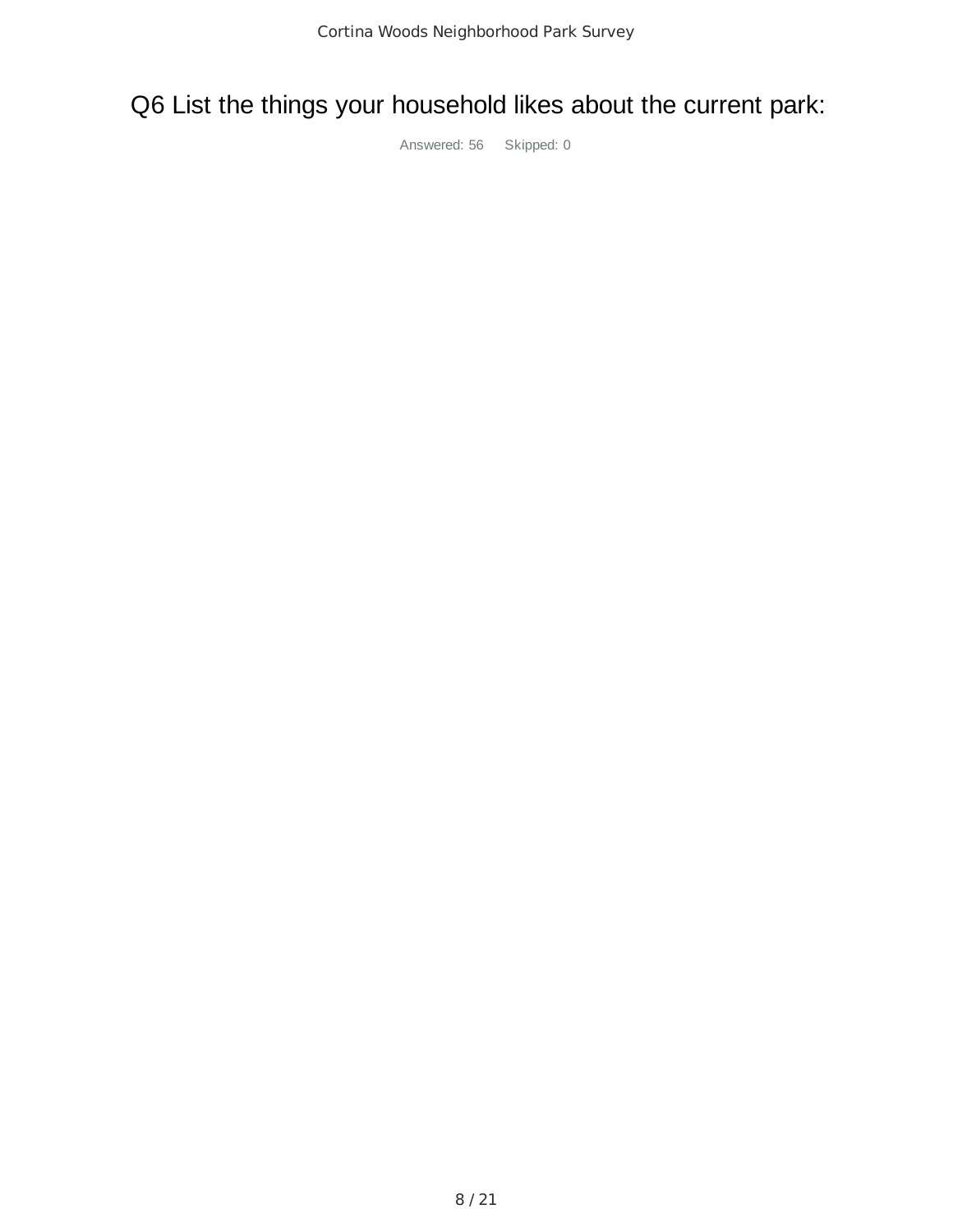# Q6 List the things your household likes about the current park:

Answered: 56 Skipped: 0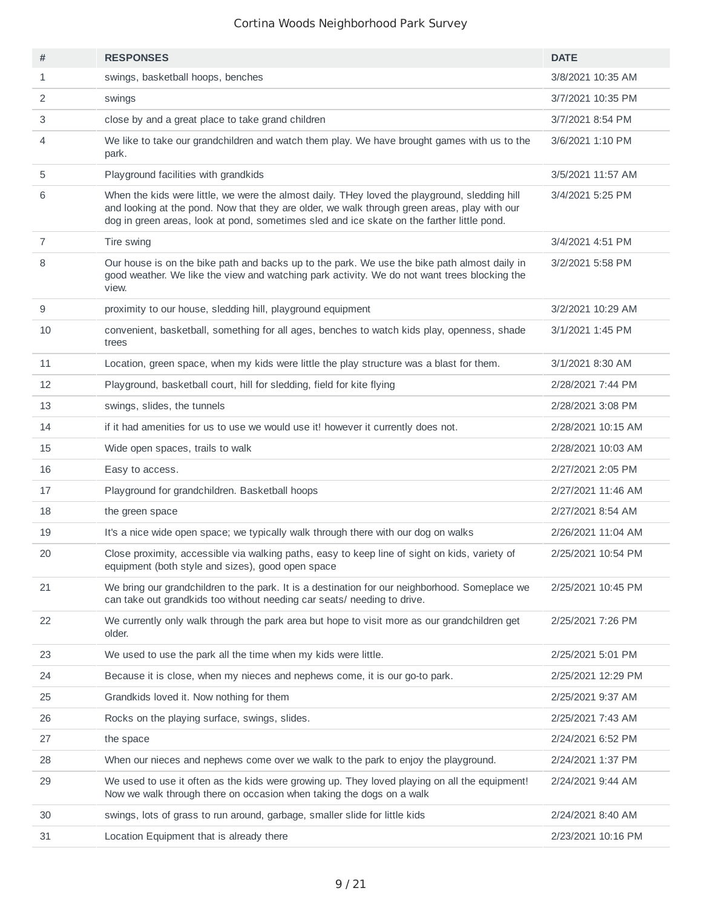| # | RESPONSES | DATE |
|---|---|---|
| 1 | swings, basketball hoops, benches | 3/8/2021 10:35 AM |
| 2 | swings | 3/7/2021 10:35 PM |
| 3 | close by and a great place to take grand children | 3/7/2021 8:54 PM |
| 4 | We like to take our grandchildren and watch them play. We have brought games with us to the park. | 3/6/2021 1:10 PM |
| 5 | Playground facilities with grandkids | 3/5/2021 11:57 AM |
| 6 | When the kids were little, we were the almost daily. THey loved the playground, sledding hill and looking at the pond. Now that they are older, we walk through green areas, play with our dog in green areas, look at pond, sometimes sled and ice skate on the farther little pond. | 3/4/2021 5:25 PM |
| 7 | Tire swing | 3/4/2021 4:51 PM |
| 8 | Our house is on the bike path and backs up to the park. We use the bike path almost daily in good weather. We like the view and watching park activity. We do not want trees blocking the view. | 3/2/2021 5:58 PM |
| 9 | proximity to our house, sledding hill, playground equipment | 3/2/2021 10:29 AM |
| 10 | convenient, basketball, something for all ages, benches to watch kids play, openness, shade trees | 3/1/2021 1:45 PM |
| 11 | Location, green space, when my kids were little the play structure was a blast for them. | 3/1/2021 8:30 AM |
| 12 | Playground, basketball court, hill for sledding, field for kite flying | 2/28/2021 7:44 PM |
| 13 | swings, slides, the tunnels | 2/28/2021 3:08 PM |
| 14 | if it had amenities for us to use we would use it! however it currently does not. | 2/28/2021 10:15 AM |
| 15 | Wide open spaces, trails to walk | 2/28/2021 10:03 AM |
| 16 | Easy to access. | 2/27/2021 2:05 PM |
| 17 | Playground for grandchildren. Basketball hoops | 2/27/2021 11:46 AM |
| 18 | the green space | 2/27/2021 8:54 AM |
| 19 | It's a nice wide open space; we typically walk through there with our dog on walks | 2/26/2021 11:04 AM |
| 20 | Close proximity, accessible via walking paths, easy to keep line of sight on kids, variety of equipment (both style and sizes), good open space | 2/25/2021 10:54 PM |
| 21 | We bring our grandchildren to the park. It is a destination for our neighborhood. Someplace we can take out grandkids too without needing car seats/ needing to drive. | 2/25/2021 10:45 PM |
| 22 | We currently only walk through the park area but hope to visit more as our grandchildren get older. | 2/25/2021 7:26 PM |
| 23 | We used to use the park all the time when my kids were little. | 2/25/2021 5:01 PM |
| 24 | Because it is close, when my nieces and nephews come, it is our go-to park. | 2/25/2021 12:29 PM |
| 25 | Grandkids loved it. Now nothing for them | 2/25/2021 9:37 AM |
| 26 | Rocks on the playing surface, swings, slides. | 2/25/2021 7:43 AM |
| 27 | the space | 2/24/2021 6:52 PM |
| 28 | When our nieces and nephews come over we walk to the park to enjoy the playground. | 2/24/2021 1:37 PM |
| 29 | We used to use it often as the kids were growing up. They loved playing on all the equipment! Now we walk through there on occasion when taking the dogs on a walk | 2/24/2021 9:44 AM |
| 30 | swings, lots of grass to run around, garbage, smaller slide for little kids | 2/24/2021 8:40 AM |
| 31 | Location Equipment that is already there | 2/23/2021 10:16 PM |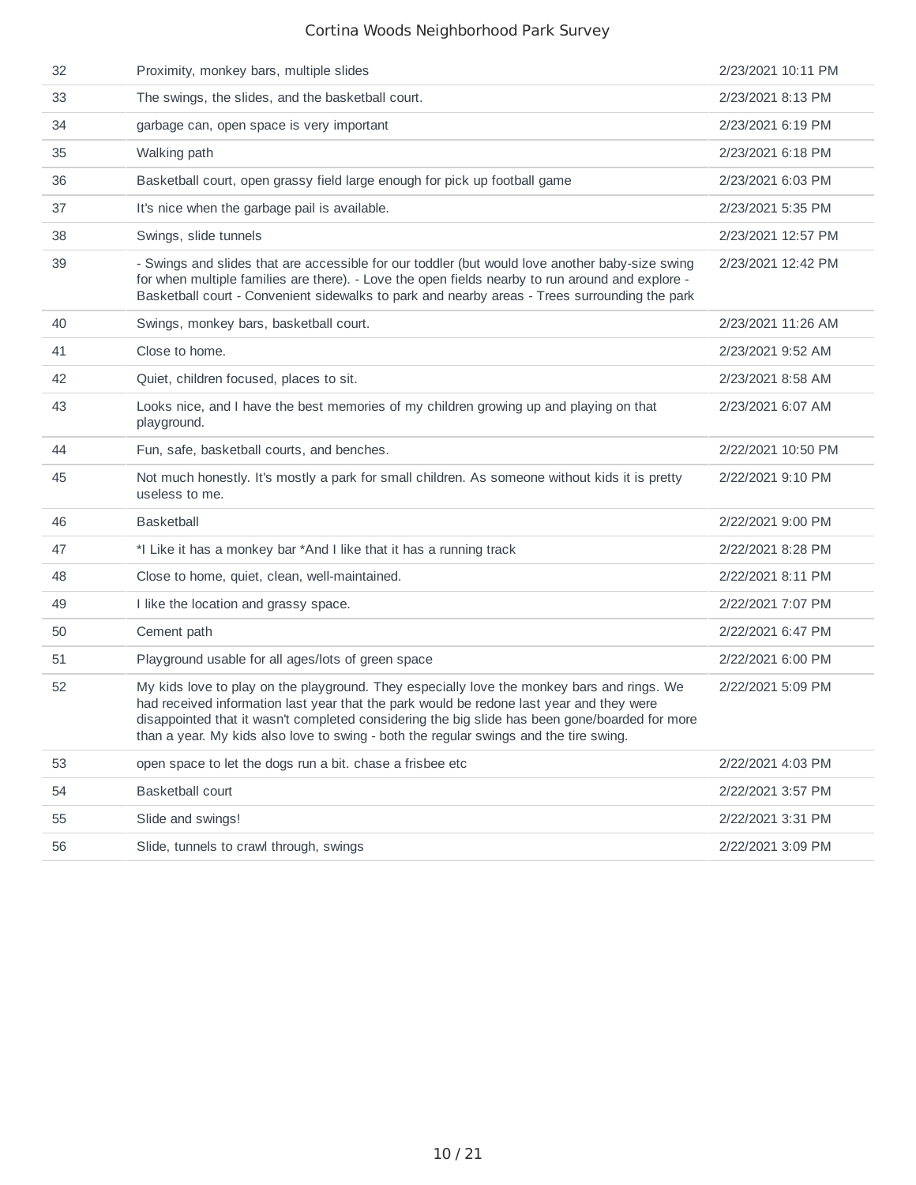| | | |
|---|---|---|
| 32 | Proximity, monkey bars, multiple slides | 2/23/2021 10:11 PM |
| 33 | The swings, the slides, and the basketball court. | 2/23/2021 8:13 PM |
| 34 | garbage can, open space is very important | 2/23/2021 6:19 PM |
| 35 | Walking path | 2/23/2021 6:18 PM |
| 36 | Basketball court, open grassy field large enough for pick up football game | 2/23/2021 6:03 PM |
| 37 | It's nice when the garbage pail is available. | 2/23/2021 5:35 PM |
| 38 | Swings, slide tunnels | 2/23/2021 12:57 PM |
| 39 | - Swings and slides that are accessible for our toddler (but would love another baby-size swing for when multiple families are there). - Love the open fields nearby to run around and explore - Basketball court - Convenient sidewalks to park and nearby areas - Trees surrounding the park | 2/23/2021 12:42 PM |
| 40 | Swings, monkey bars, basketball court. | 2/23/2021 11:26 AM |
| 41 | Close to home. | 2/23/2021 9:52 AM |
| 42 | Quiet, children focused, places to sit. | 2/23/2021 8:58 AM |
| 43 | Looks nice, and I have the best memories of my children growing up and playing on that playground. | 2/23/2021 6:07 AM |
| 44 | Fun, safe, basketball courts, and benches. | 2/22/2021 10:50 PM |
| 45 | Not much honestly. It's mostly a park for small children. As someone without kids it is pretty useless to me. | 2/22/2021 9:10 PM |
| 46 | Basketball | 2/22/2021 9:00 PM |
| 47 | *I Like it has a monkey bar *And I like that it has a running track | 2/22/2021 8:28 PM |
| 48 | Close to home, quiet, clean, well-maintained. | 2/22/2021 8:11 PM |
| 49 | I like the location and grassy space. | 2/22/2021 7:07 PM |
| 50 | Cement path | 2/22/2021 6:47 PM |
| 51 | Playground usable for all ages/lots of green space | 2/22/2021 6:00 PM |
| 52 | My kids love to play on the playground. They especially love the monkey bars and rings. We had received information last year that the park would be redone last year and they were disappointed that it wasn't completed considering the big slide has been gone/boarded for more than a year. My kids also love to swing - both the regular swings and the tire swing. | 2/22/2021 5:09 PM |
| 53 | open space to let the dogs run a bit. chase a frisbee etc | 2/22/2021 4:03 PM |
| 54 | Basketball court | 2/22/2021 3:57 PM |
| 55 | Slide and swings! | 2/22/2021 3:31 PM |
| 56 | Slide, tunnels to crawl through, swings | 2/22/2021 3:09 PM |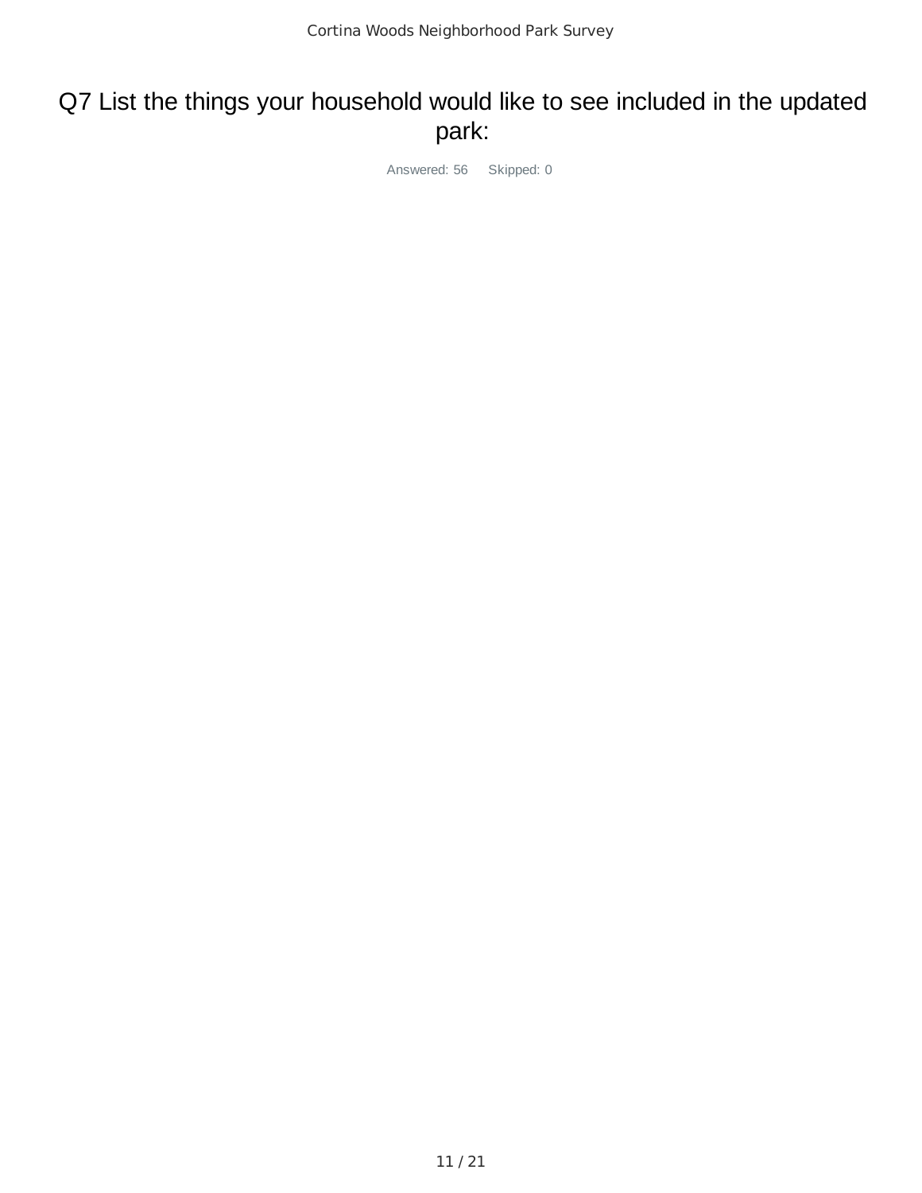# Q7 List the things your household would like to see included in the updated park:

Answered: 56 Skipped: 0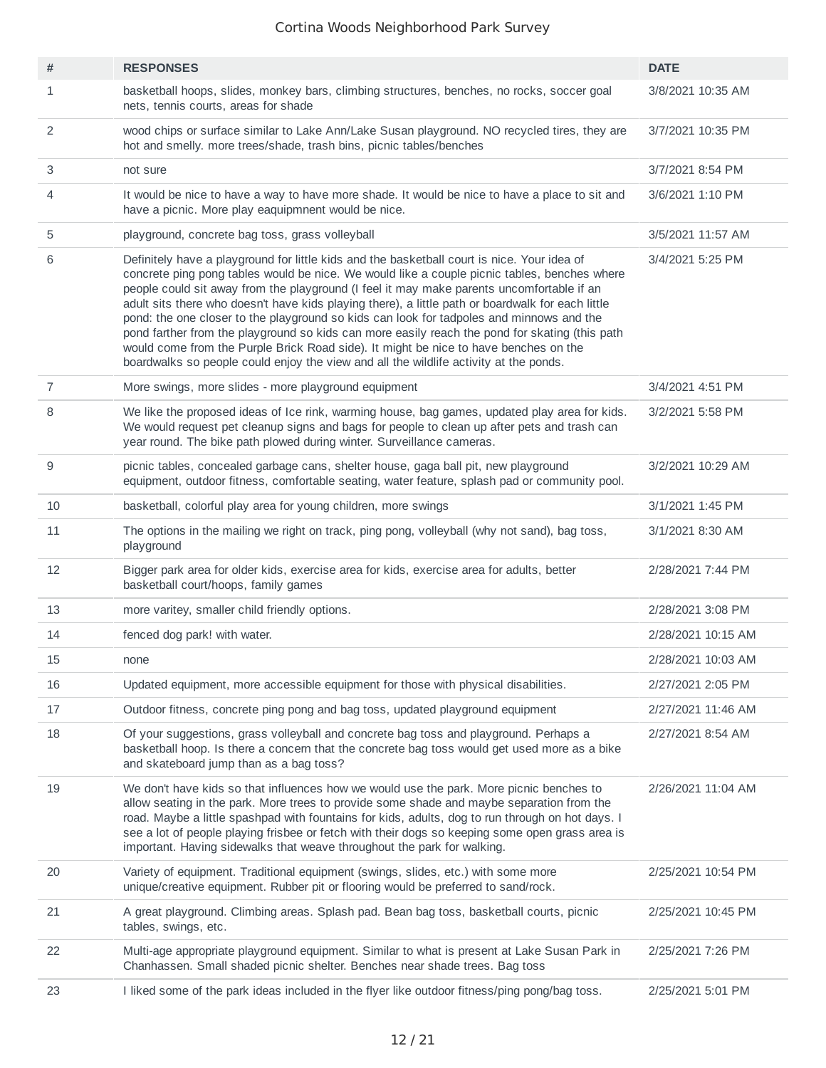Cortina Woods Neighborhood Park Survey

| # | RESPONSES | DATE |
|---|---|---|
| 1 | basketball hoops, slides, monkey bars, climbing structures, benches, no rocks, soccer goal nets, tennis courts, areas for shade | 3/8/2021 10:35 AM |
| 2 | wood chips or surface similar to Lake Ann/Lake Susan playground. NO recycled tires, they are hot and smelly. more trees/shade, trash bins, picnic tables/benches | 3/7/2021 10:35 PM |
| 3 | not sure | 3/7/2021 8:54 PM |
| 4 | It would be nice to have a way to have more shade. It would be nice to have a place to sit and have a picnic. More play eaquipmnent would be nice. | 3/6/2021 1:10 PM |
| 5 | playground, concrete bag toss, grass volleyball | 3/5/2021 11:57 AM |
| 6 | Definitely have a playground for little kids and the basketball court is nice. Your idea of concrete ping pong tables would be nice. We would like a couple picnic tables, benches where people could sit away from the playground (I feel it may make parents uncomfortable if an adult sits there who doesn't have kids playing there), a little path or boardwalk for each little pond: the one closer to the playground so kids can look for tadpoles and minnows and the pond farther from the playground so kids can more easily reach the pond for skating (this path would come from the Purple Brick Road side). It might be nice to have benches on the boardwalks so people could enjoy the view and all the wildlife activity at the ponds. | 3/4/2021 5:25 PM |
| 7 | More swings, more slides - more playground equipment | 3/4/2021 4:51 PM |
| 8 | We like the proposed ideas of Ice rink, warming house, bag games, updated play area for kids. We would request pet cleanup signs and bags for people to clean up after pets and trash can year round. The bike path plowed during winter. Surveillance cameras. | 3/2/2021 5:58 PM |
| 9 | picnic tables, concealed garbage cans, shelter house, gaga ball pit, new playground equipment, outdoor fitness, comfortable seating, water feature, splash pad or community pool. | 3/2/2021 10:29 AM |
| 10 | basketball, colorful play area for young children, more swings | 3/1/2021 1:45 PM |
| 11 | The options in the mailing we right on track, ping pong, volleyball (why not sand), bag toss, playground | 3/1/2021 8:30 AM |
| 12 | Bigger park area for older kids, exercise area for kids, exercise area for adults, better basketball court/hoops, family games | 2/28/2021 7:44 PM |
| 13 | more varitey, smaller child friendly options. | 2/28/2021 3:08 PM |
| 14 | fenced dog park! with water. | 2/28/2021 10:15 AM |
| 15 | none | 2/28/2021 10:03 AM |
| 16 | Updated equipment, more accessible equipment for those with physical disabilities. | 2/27/2021 2:05 PM |
| 17 | Outdoor fitness, concrete ping pong and bag toss, updated playground equipment | 2/27/2021 11:46 AM |
| 18 | Of your suggestions, grass volleyball and concrete bag toss and playground. Perhaps a basketball hoop. Is there a concern that the concrete bag toss would get used more as a bike and skateboard jump than as a bag toss? | 2/27/2021 8:54 AM |
| 19 | We don't have kids so that influences how we would use the park. More picnic benches to allow seating in the park. More trees to provide some shade and maybe separation from the road. Maybe a little spashpad with fountains for kids, adults, dog to run through on hot days. I see a lot of people playing frisbee or fetch with their dogs so keeping some open grass area is important. Having sidewalks that weave throughout the park for walking. | 2/26/2021 11:04 AM |
| 20 | Variety of equipment. Traditional equipment (swings, slides, etc.) with some more unique/creative equipment. Rubber pit or flooring would be preferred to sand/rock. | 2/25/2021 10:54 PM |
| 21 | A great playground. Climbing areas. Splash pad. Bean bag toss, basketball courts, picnic tables, swings, etc. | 2/25/2021 10:45 PM |
| 22 | Multi-age appropriate playground equipment. Similar to what is present at Lake Susan Park in Chanhassen. Small shaded picnic shelter. Benches near shade trees. Bag toss | 2/25/2021 7:26 PM |
| 23 | I liked some of the park ideas included in the flyer like outdoor fitness/ping pong/bag toss. | 2/25/2021 5:01 PM |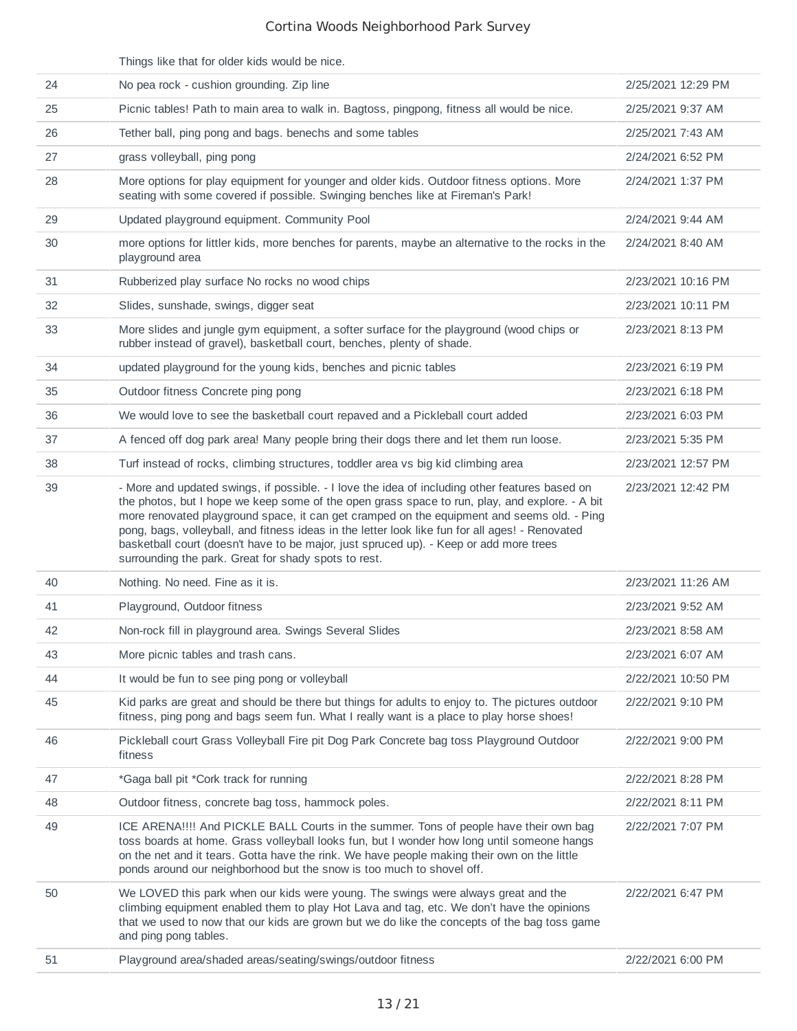| | | |
|---|---|---|
| | Things like that for older kids would be nice. | |
| 24 | No pea rock - cushion grounding. Zip line | 2/25/2021 12:29 PM |
| 25 | Picnic tables! Path to main area to walk in. Bagtoss, pingpong, fitness all would be nice. | 2/25/2021 9:37 AM |
| 26 | Tether ball, ping pong and bags. benechs and some tables | 2/25/2021 7:43 AM |
| 27 | grass volleyball, ping pong | 2/24/2021 6:52 PM |
| 28 | More options for play equipment for younger and older kids. Outdoor fitness options. More seating with some covered if possible. Swinging benches like at Fireman's Park! | 2/24/2021 1:37 PM |
| 29 | Updated playground equipment. Community Pool | 2/24/2021 9:44 AM |
| 30 | more options for littler kids, more benches for parents, maybe an alternative to the rocks in the playground area | 2/24/2021 8:40 AM |
| 31 | Rubberized play surface No rocks no wood chips | 2/23/2021 10:16 PM |
| 32 | Slides, sunshade, swings, digger seat | 2/23/2021 10:11 PM |
| 33 | More slides and jungle gym equipment, a softer surface for the playground (wood chips or rubber instead of gravel), basketball court, benches, plenty of shade. | 2/23/2021 8:13 PM |
| 34 | updated playground for the young kids, benches and picnic tables | 2/23/2021 6:19 PM |
| 35 | Outdoor fitness Concrete ping pong | 2/23/2021 6:18 PM |
| 36 | We would love to see the basketball court repaved and a Pickleball court added | 2/23/2021 6:03 PM |
| 37 | A fenced off dog park area! Many people bring their dogs there and let them run loose. | 2/23/2021 5:35 PM |
| 38 | Turf instead of rocks, climbing structures, toddler area vs big kid climbing area | 2/23/2021 12:57 PM |
| 39 | - More and updated swings, if possible. - I love the idea of including other features based on the photos, but I hope we keep some of the open grass space to run, play, and explore. - A bit more renovated playground space, it can get cramped on the equipment and seems old. - Ping pong, bags, volleyball, and fitness ideas in the letter look like fun for all ages! - Renovated basketball court (doesn't have to be major, just spruced up). - Keep or add more trees surrounding the park. Great for shady spots to rest. | 2/23/2021 12:42 PM |
| 40 | Nothing. No need. Fine as it is. | 2/23/2021 11:26 AM |
| 41 | Playground, Outdoor fitness | 2/23/2021 9:52 AM |
| 42 | Non-rock fill in playground area. Swings Several Slides | 2/23/2021 8:58 AM |
| 43 | More picnic tables and trash cans. | 2/23/2021 6:07 AM |
| 44 | It would be fun to see ping pong or volleyball | 2/22/2021 10:50 PM |
| 45 | Kid parks are great and should be there but things for adults to enjoy to. The pictures outdoor fitness, ping pong and bags seem fun. What I really want is a place to play horse shoes! | 2/22/2021 9:10 PM |
| 46 | Pickleball court Grass Volleyball Fire pit Dog Park Concrete bag toss Playground Outdoor fitness | 2/22/2021 9:00 PM |
| 47 | *Gaga ball pit *Cork track for running | 2/22/2021 8:28 PM |
| 48 | Outdoor fitness, concrete bag toss, hammock poles. | 2/22/2021 8:11 PM |
| 49 | ICE ARENA!!!! And PICKLE BALL Courts in the summer. Tons of people have their own bag toss boards at home. Grass volleyball looks fun, but I wonder how long until someone hangs on the net and it tears. Gotta have the rink. We have people making their own on the little ponds around our neighborhood but the snow is too much to shovel off. | 2/22/2021 7:07 PM |
| 50 | We LOVED this park when our kids were young. The swings were always great and the climbing equipment enabled them to play Hot Lava and tag, etc. We don't have the opinions that we used to now that our kids are grown but we do like the concepts of the bag toss game and ping pong tables. | 2/22/2021 6:47 PM |
| 51 | Playground area/shaded areas/seating/swings/outdoor fitness | 2/22/2021 6:00 PM |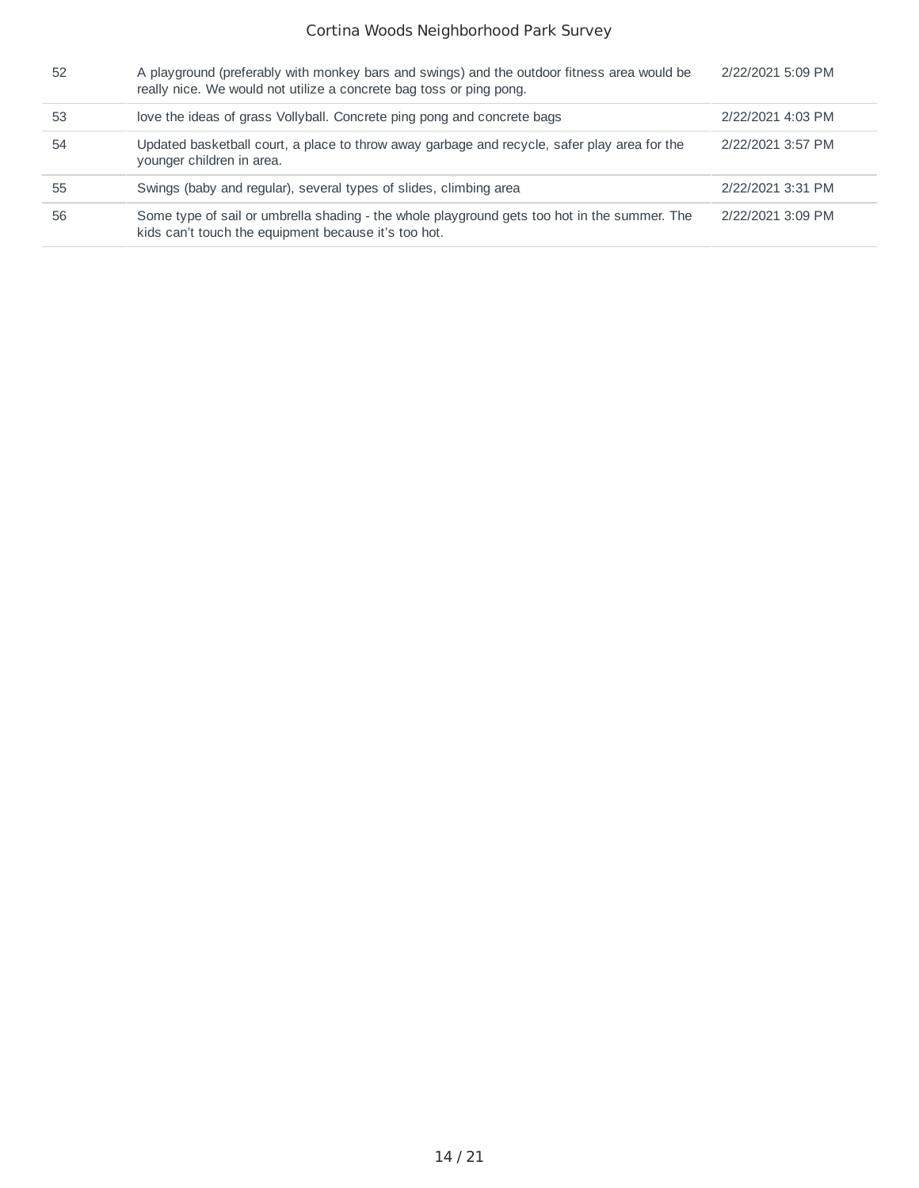| | | |
|---|---|---|
| 52 | A playground (preferably with monkey bars and swings) and the outdoor fitness area would be really nice. We would not utilize a concrete bag toss or ping pong. | 2/22/2021 5:09 PM |
| 53 | love the ideas of grass Vollyball. Concrete ping pong and concrete bags | 2/22/2021 4:03 PM |
| 54 | Updated basketball court, a place to throw away garbage and recycle, safer play area for the younger children in area. | 2/22/2021 3:57 PM |
| 55 | Swings (baby and regular), several types of slides, climbing area | 2/22/2021 3:31 PM |
| 56 | Some type of sail or umbrella shading - the whole playground gets too hot in the summer. The kids can't touch the equipment because it's too hot. | 2/22/2021 3:09 PM |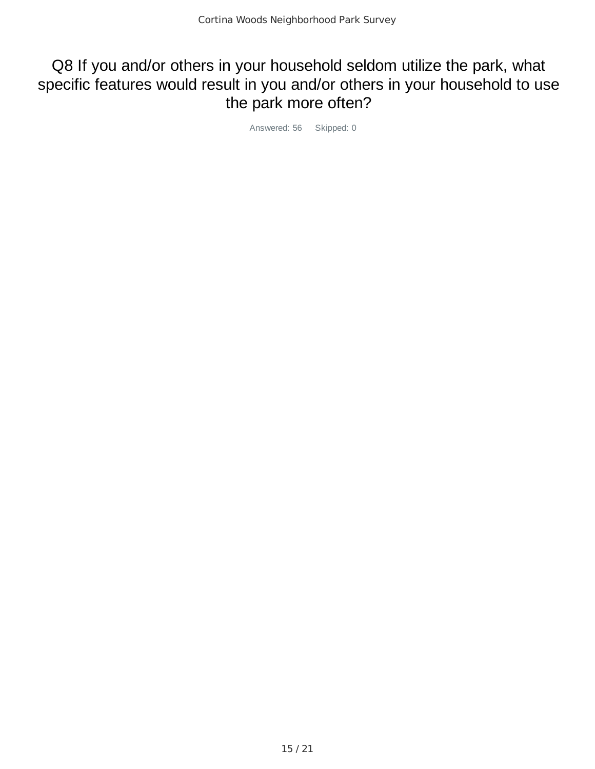# Q8 If you and/or others in your household seldom utilize the park, what specific features would result in you and/or others in your household to use the park more often?

Answered: 56 Skipped: 0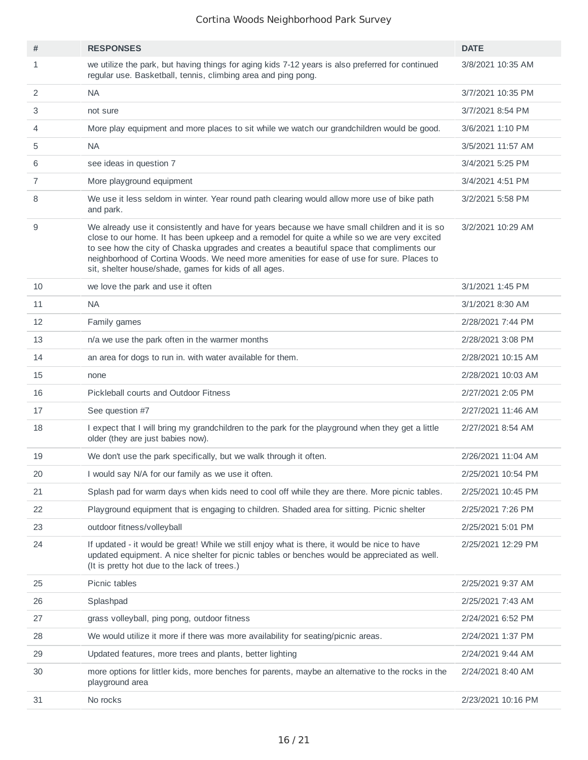| # | RESPONSES | DATE |
|---|---|---|
| 1 | we utilize the park, but having things for aging kids 7-12 years is also preferred for continued regular use. Basketball, tennis, climbing area and ping pong. | 3/8/2021 10:35 AM |
| 2 | NA | 3/7/2021 10:35 PM |
| 3 | not sure | 3/7/2021 8:54 PM |
| 4 | More play equipment and more places to sit while we watch our grandchildren would be good. | 3/6/2021 1:10 PM |
| 5 | NA | 3/5/2021 11:57 AM |
| 6 | see ideas in question 7 | 3/4/2021 5:25 PM |
| 7 | More playground equipment | 3/4/2021 4:51 PM |
| 8 | We use it less seldom in winter. Year round path clearing would allow more use of bike path and park. | 3/2/2021 5:58 PM |
| 9 | We already use it consistently and have for years because we have small children and it is so close to our home. It has been upkeep and a remodel for quite a while so we are very excited to see how the city of Chaska upgrades and creates a beautiful space that compliments our neighborhood of Cortina Woods. We need more amenities for ease of use for sure. Places to sit, shelter house/shade, games for kids of all ages. | 3/2/2021 10:29 AM |
| 10 | we love the park and use it often | 3/1/2021 1:45 PM |
| 11 | NA | 3/1/2021 8:30 AM |
| 12 | Family games | 2/28/2021 7:44 PM |
| 13 | n/a we use the park often in the warmer months | 2/28/2021 3:08 PM |
| 14 | an area for dogs to run in. with water available for them. | 2/28/2021 10:15 AM |
| 15 | none | 2/28/2021 10:03 AM |
| 16 | Pickleball courts and Outdoor Fitness | 2/27/2021 2:05 PM |
| 17 | See question #7 | 2/27/2021 11:46 AM |
| 18 | I expect that I will bring my grandchildren to the park for the playground when they get a little older (they are just babies now). | 2/27/2021 8:54 AM |
| 19 | We don't use the park specifically, but we walk through it often. | 2/26/2021 11:04 AM |
| 20 | I would say N/A for our family as we use it often. | 2/25/2021 10:54 PM |
| 21 | Splash pad for warm days when kids need to cool off while they are there. More picnic tables. | 2/25/2021 10:45 PM |
| 22 | Playground equipment that is engaging to children. Shaded area for sitting. Picnic shelter | 2/25/2021 7:26 PM |
| 23 | outdoor fitness/volleyball | 2/25/2021 5:01 PM |
| 24 | If updated - it would be great! While we still enjoy what is there, it would be nice to have updated equipment. A nice shelter for picnic tables or benches would be appreciated as well. (It is pretty hot due to the lack of trees.) | 2/25/2021 12:29 PM |
| 25 | Picnic tables | 2/25/2021 9:37 AM |
| 26 | Splashpad | 2/25/2021 7:43 AM |
| 27 | grass volleyball, ping pong, outdoor fitness | 2/24/2021 6:52 PM |
| 28 | We would utilize it more if there was more availability for seating/picnic areas. | 2/24/2021 1:37 PM |
| 29 | Updated features, more trees and plants, better lighting | 2/24/2021 9:44 AM |
| 30 | more options for littler kids, more benches for parents, maybe an alternative to the rocks in the playground area | 2/24/2021 8:40 AM |
| 31 | No rocks | 2/23/2021 10:16 PM |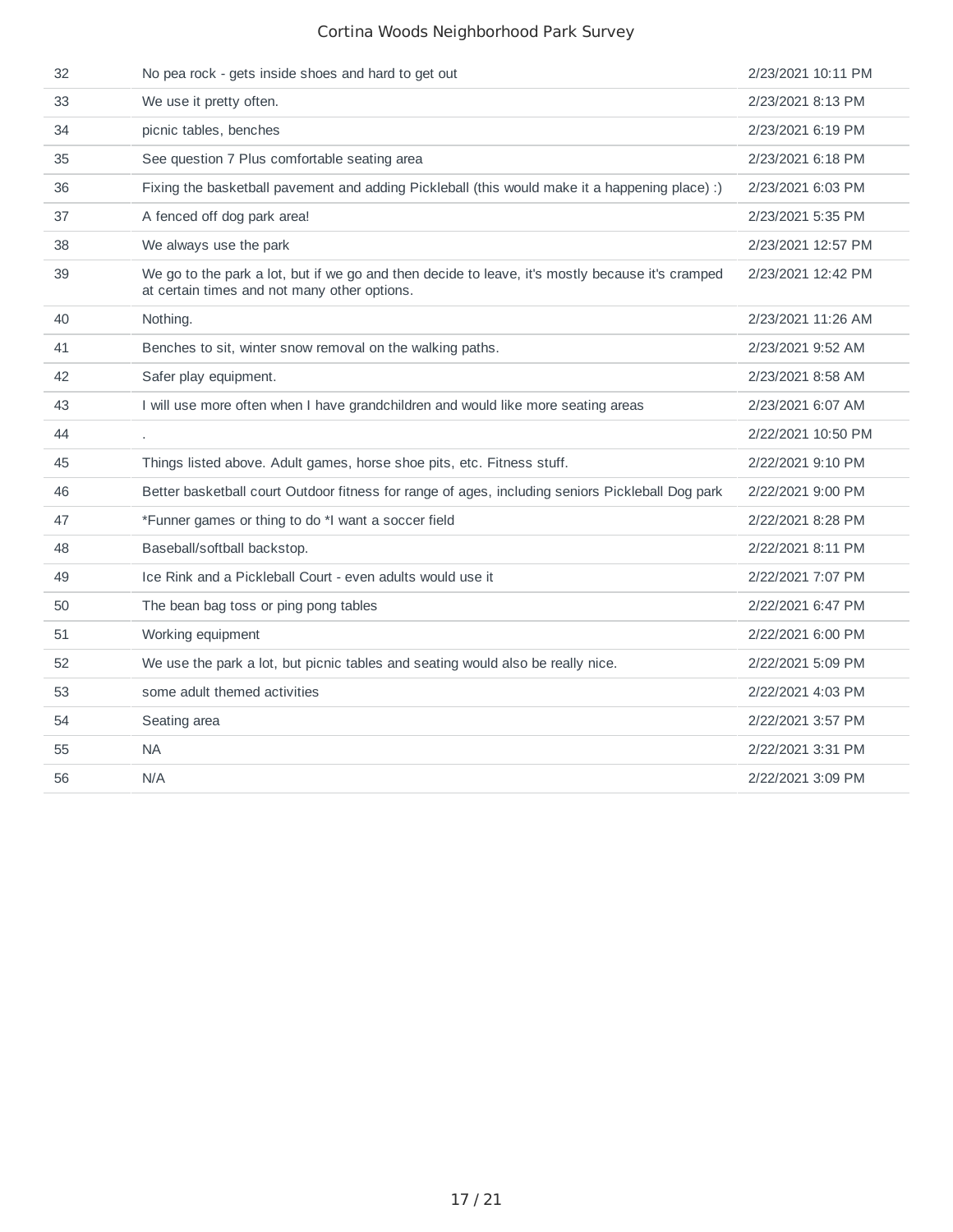| | | |
|---|---|---|
| 32 | No pea rock - gets inside shoes and hard to get out | 2/23/2021 10:11 PM |
| 33 | We use it pretty often. | 2/23/2021 8:13 PM |
| 34 | picnic tables, benches | 2/23/2021 6:19 PM |
| 35 | See question 7 Plus comfortable seating area | 2/23/2021 6:18 PM |
| 36 | Fixing the basketball pavement and adding Pickleball (this would make it a happening place) :) | 2/23/2021 6:03 PM |
| 37 | A fenced off dog park area! | 2/23/2021 5:35 PM |
| 38 | We always use the park | 2/23/2021 12:57 PM |
| 39 | We go to the park a lot, but if we go and then decide to leave, it's mostly because it's cramped at certain times and not many other options. | 2/23/2021 12:42 PM |
| 40 | Nothing. | 2/23/2021 11:26 AM |
| 41 | Benches to sit, winter snow removal on the walking paths. | 2/23/2021 9:52 AM |
| 42 | Safer play equipment. | 2/23/2021 8:58 AM |
| 43 | I will use more often when I have grandchildren and would like more seating areas | 2/23/2021 6:07 AM |
| 44 | . | 2/22/2021 10:50 PM |
| 45 | Things listed above. Adult games, horse shoe pits, etc. Fitness stuff. | 2/22/2021 9:10 PM |
| 46 | Better basketball court Outdoor fitness for range of ages, including seniors Pickleball Dog park | 2/22/2021 9:00 PM |
| 47 | *Funner games or thing to do *I want a soccer field | 2/22/2021 8:28 PM |
| 48 | Baseball/softball backstop. | 2/22/2021 8:11 PM |
| 49 | Ice Rink and a Pickleball Court - even adults would use it | 2/22/2021 7:07 PM |
| 50 | The bean bag toss or ping pong tables | 2/22/2021 6:47 PM |
| 51 | Working equipment | 2/22/2021 6:00 PM |
| 52 | We use the park a lot, but picnic tables and seating would also be really nice. | 2/22/2021 5:09 PM |
| 53 | some adult themed activities | 2/22/2021 4:03 PM |
| 54 | Seating area | 2/22/2021 3:57 PM |
| 55 | NA | 2/22/2021 3:31 PM |
| 56 | N/A | 2/22/2021 3:09 PM |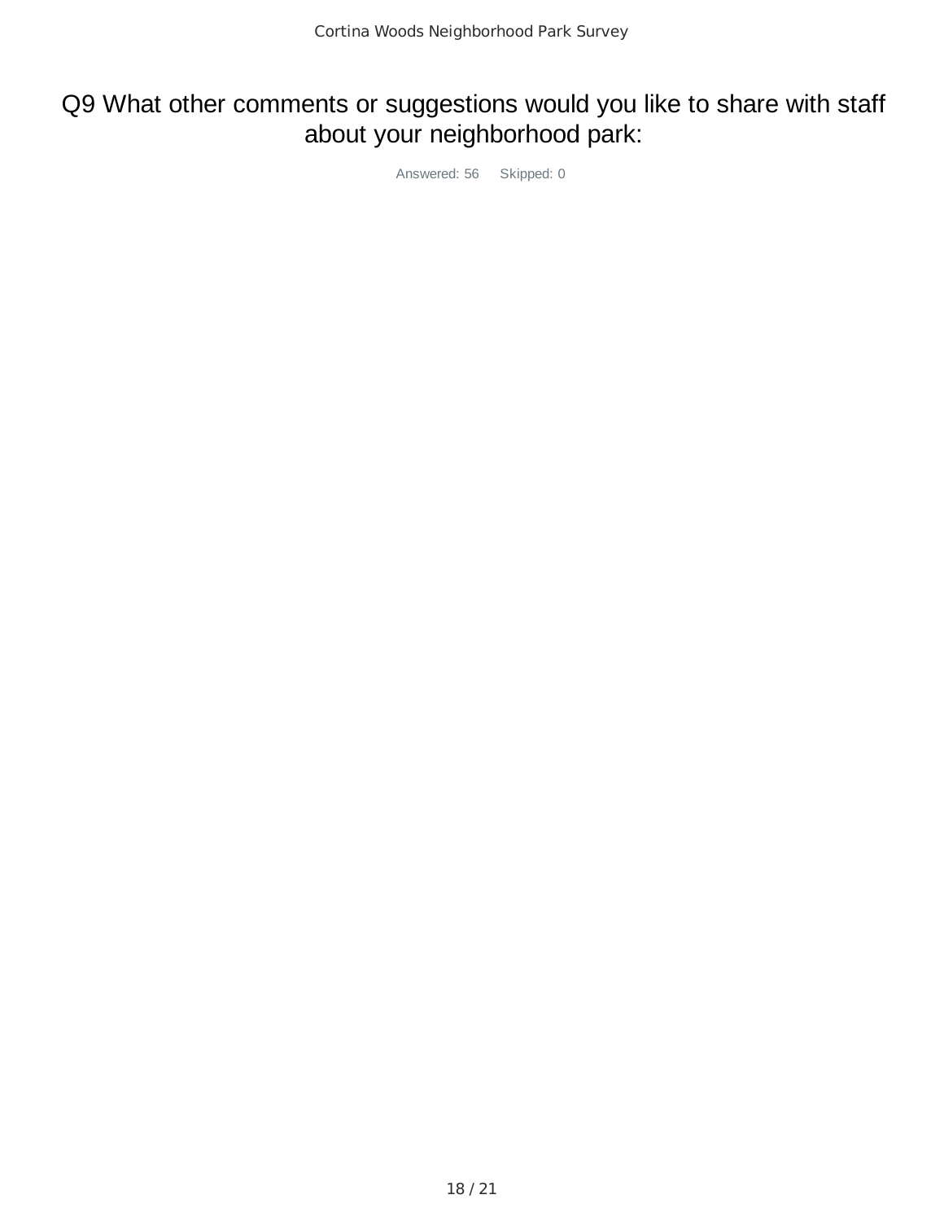# Q9 What other comments or suggestions would you like to share with staff about your neighborhood park:

Answered: 56 Skipped: 0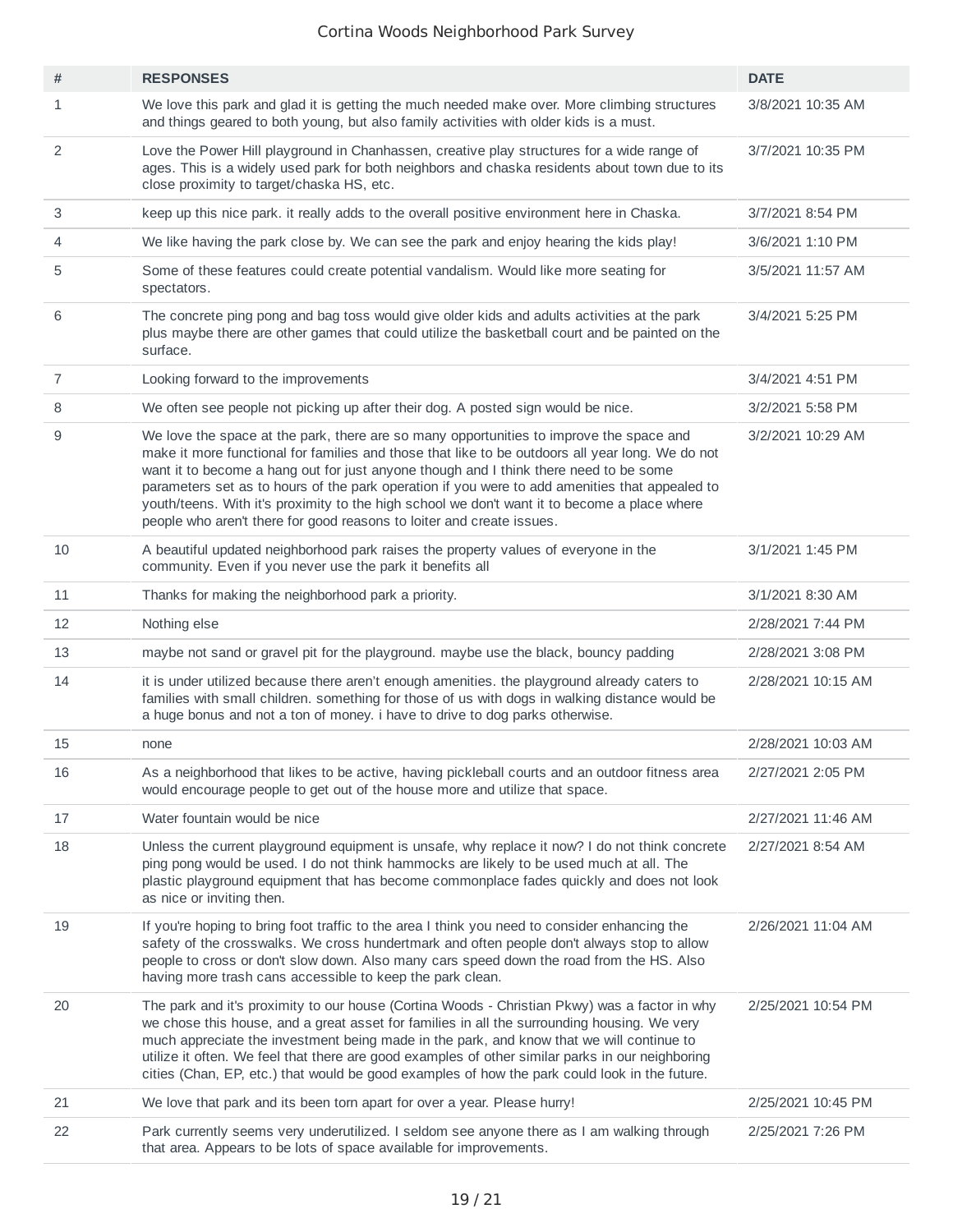| # | RESPONSES | DATE |
| --- | --- | --- |
| 1 | We love this park and glad it is getting the much needed make over. More climbing structures and things geared to both young, but also family activities with older kids is a must. | 3/8/2021 10:35 AM |
| 2 | Love the Power Hill playground in Chanhassen, creative play structures for a wide range of ages. This is a widely used park for both neighbors and chaska residents about town due to its close proximity to target/chaska HS, etc. | 3/7/2021 10:35 PM |
| 3 | keep up this nice park. it really adds to the overall positive environment here in Chaska. | 3/7/2021 8:54 PM |
| 4 | We like having the park close by. We can see the park and enjoy hearing the kids play! | 3/6/2021 1:10 PM |
| 5 | Some of these features could create potential vandalism. Would like more seating for spectators. | 3/5/2021 11:57 AM |
| 6 | The concrete ping pong and bag toss would give older kids and adults activities at the park plus maybe there are other games that could utilize the basketball court and be painted on the surface. | 3/4/2021 5:25 PM |
| 7 | Looking forward to the improvements | 3/4/2021 4:51 PM |
| 8 | We often see people not picking up after their dog. A posted sign would be nice. | 3/2/2021 5:58 PM |
| 9 | We love the space at the park, there are so many opportunities to improve the space and make it more functional for families and those that like to be outdoors all year long. We do not want it to become a hang out for just anyone though and I think there need to be some parameters set as to hours of the park operation if you were to add amenities that appealed to youth/teens. With it's proximity to the high school we don't want it to become a place where people who aren't there for good reasons to loiter and create issues. | 3/2/2021 10:29 AM |
| 10 | A beautiful updated neighborhood park raises the property values of everyone in the community. Even if you never use the park it benefits all | 3/1/2021 1:45 PM |
| 11 | Thanks for making the neighborhood park a priority. | 3/1/2021 8:30 AM |
| 12 | Nothing else | 2/28/2021 7:44 PM |
| 13 | maybe not sand or gravel pit for the playground. maybe use the black, bouncy padding | 2/28/2021 3:08 PM |
| 14 | it is under utilized because there aren't enough amenities. the playground already caters to families with small children. something for those of us with dogs in walking distance would be a huge bonus and not a ton of money. i have to drive to dog parks otherwise. | 2/28/2021 10:15 AM |
| 15 | none | 2/28/2021 10:03 AM |
| 16 | As a neighborhood that likes to be active, having pickleball courts and an outdoor fitness area would encourage people to get out of the house more and utilize that space. | 2/27/2021 2:05 PM |
| 17 | Water fountain would be nice | 2/27/2021 11:46 AM |
| 18 | Unless the current playground equipment is unsafe, why replace it now? I do not think concrete ping pong would be used. I do not think hammocks are likely to be used much at all. The plastic playground equipment that has become commonplace fades quickly and does not look as nice or inviting then. | 2/27/2021 8:54 AM |
| 19 | If you're hoping to bring foot traffic to the area I think you need to consider enhancing the safety of the crosswalks. We cross hundertmark and often people don't always stop to allow people to cross or don't slow down. Also many cars speed down the road from the HS. Also having more trash cans accessible to keep the park clean. | 2/26/2021 11:04 AM |
| 20 | The park and it's proximity to our house (Cortina Woods - Christian Pkwy) was a factor in why we chose this house, and a great asset for families in all the surrounding housing. We very much appreciate the investment being made in the park, and know that we will continue to utilize it often. We feel that there are good examples of other similar parks in our neighboring cities (Chan, EP, etc.) that would be good examples of how the park could look in the future. | 2/25/2021 10:54 PM |
| 21 | We love that park and its been torn apart for over a year. Please hurry! | 2/25/2021 10:45 PM |
| 22 | Park currently seems very underutilized. I seldom see anyone there as I am walking through that area. Appears to be lots of space available for improvements. | 2/25/2021 7:26 PM |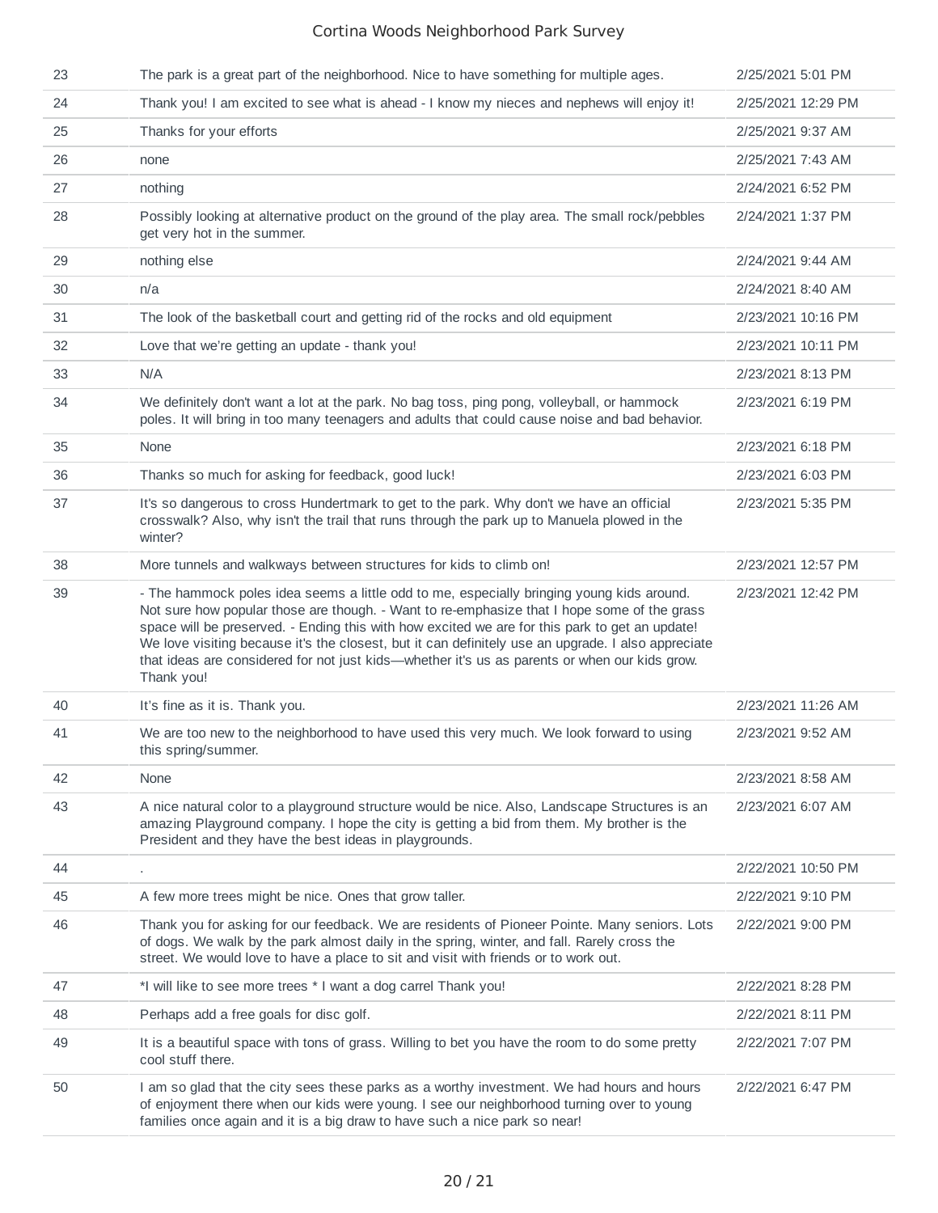| | | |
|---|---|---|
| 23 | The park is a great part of the neighborhood. Nice to have something for multiple ages. | 2/25/2021 5:01 PM |
| 24 | Thank you! I am excited to see what is ahead - I know my nieces and nephews will enjoy it! | 2/25/2021 12:29 PM |
| 25 | Thanks for your efforts | 2/25/2021 9:37 AM |
| 26 | none | 2/25/2021 7:43 AM |
| 27 | nothing | 2/24/2021 6:52 PM |
| 28 | Possibly looking at alternative product on the ground of the play area. The small rock/pebbles get very hot in the summer. | 2/24/2021 1:37 PM |
| 29 | nothing else | 2/24/2021 9:44 AM |
| 30 | n/a | 2/24/2021 8:40 AM |
| 31 | The look of the basketball court and getting rid of the rocks and old equipment | 2/23/2021 10:16 PM |
| 32 | Love that we're getting an update - thank you! | 2/23/2021 10:11 PM |
| 33 | N/A | 2/23/2021 8:13 PM |
| 34 | We definitely don't want a lot at the park. No bag toss, ping pong, volleyball, or hammock poles. It will bring in too many teenagers and adults that could cause noise and bad behavior. | 2/23/2021 6:19 PM |
| 35 | None | 2/23/2021 6:18 PM |
| 36 | Thanks so much for asking for feedback, good luck! | 2/23/2021 6:03 PM |
| 37 | It's so dangerous to cross Hundertmark to get to the park. Why don't we have an official crosswalk? Also, why isn't the trail that runs through the park up to Manuela plowed in the winter? | 2/23/2021 5:35 PM |
| 38 | More tunnels and walkways between structures for kids to climb on! | 2/23/2021 12:57 PM |
| 39 | - The hammock poles idea seems a little odd to me, especially bringing young kids around. Not sure how popular those are though. - Want to re-emphasize that I hope some of the grass space will be preserved. - Ending this with how excited we are for this park to get an update! We love visiting because it's the closest, but it can definitely use an upgrade. I also appreciate that ideas are considered for not just kids—whether it's us as parents or when our kids grow. Thank you! | 2/23/2021 12:42 PM |
| 40 | It's fine as it is. Thank you. | 2/23/2021 11:26 AM |
| 41 | We are too new to the neighborhood to have used this very much. We look forward to using this spring/summer. | 2/23/2021 9:52 AM |
| 42 | None | 2/23/2021 8:58 AM |
| 43 | A nice natural color to a playground structure would be nice. Also, Landscape Structures is an amazing Playground company. I hope the city is getting a bid from them. My brother is the President and they have the best ideas in playgrounds. | 2/23/2021 6:07 AM |
| 44 | . | 2/22/2021 10:50 PM |
| 45 | A few more trees might be nice. Ones that grow taller. | 2/22/2021 9:10 PM |
| 46 | Thank you for asking for our feedback. We are residents of Pioneer Pointe. Many seniors. Lots of dogs. We walk by the park almost daily in the spring, winter, and fall. Rarely cross the street. We would love to have a place to sit and visit with friends or to work out. | 2/22/2021 9:00 PM |
| 47 | *I will like to see more trees * I want a dog carrel Thank you! | 2/22/2021 8:28 PM |
| 48 | Perhaps add a free goals for disc golf. | 2/22/2021 8:11 PM |
| 49 | It is a beautiful space with tons of grass. Willing to bet you have the room to do some pretty cool stuff there. | 2/22/2021 7:07 PM |
| 50 | I am so glad that the city sees these parks as a worthy investment. We had hours and hours of enjoyment there when our kids were young. I see our neighborhood turning over to young families once again and it is a big draw to have such a nice park so near! | 2/22/2021 6:47 PM |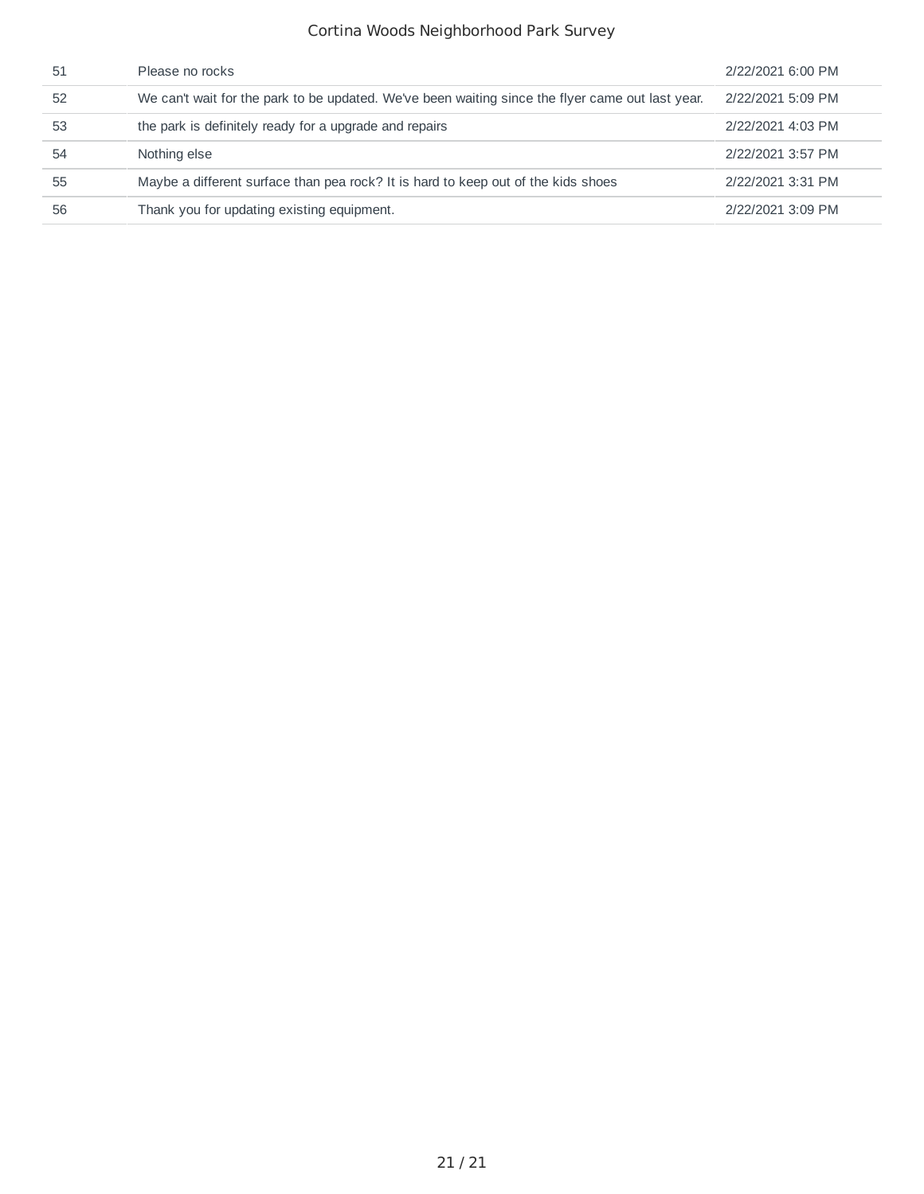| | | |
|---|---|---|
| 51 | Please no rocks | 2/22/2021 6:00 PM |
| 52 | We can't wait for the park to be updated. We've been waiting since the flyer came out last year. | 2/22/2021 5:09 PM |
| 53 | the park is definitely ready for a upgrade and repairs | 2/22/2021 4:03 PM |
| 54 | Nothing else | 2/22/2021 3:57 PM |
| 55 | Maybe a different surface than pea rock? It is hard to keep out of the kids shoes | 2/22/2021 3:31 PM |
| 56 | Thank you for updating existing equipment. | 2/22/2021 3:09 PM |